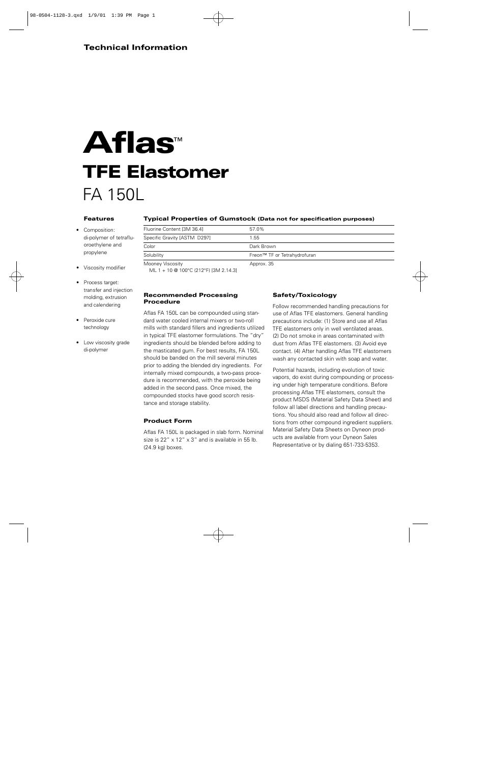## Technical Information

# Aflas™

# TFE Elastomer

## FA 150L

### Features

- Composition: di-polymer of tetrafluoroethylene and propylene
- Viscosity modifier
- Process target: transfer and injection molding, extrusion and calendering
- Peroxide cure technology
- Low viscosity grade di-polymer

### Typical Properties of Gumstock (Data not for specification purposes)

| Property | Value |
|---|---|
| Fluorine Content [3M 36.4] | 57.0% |
| Specific Gravity [ASTM D297] | 1.55 |
| Color | Dark Brown |
| Solubility | Freon™ TF or Tetrahydrofuran |
| Mooney Viscosity ML 1 + 10 @ 100°C (212°F) [3M 2.14.3] | Approx. 35 |

### Recommended Processing Procedure

Aflas FA 150L can be compounded using standard water cooled internal mixers or two-roll mills with standard fillers and ingredients utilized in typical TFE elastomer formulations. The "dry" ingredients should be blended before adding to the masticated gum. For best results, FA 150L should be banded on the mill several minutes prior to adding the blended dry ingredients. For internally mixed compounds, a two-pass procedure is recommended, with the peroxide being added in the second pass. Once mixed, the compounded stocks have good scorch resistance and storage stability.

### Product Form

Aflas FA 150L is packaged in slab form. Nominal size is 22" x 12" x 3" and is available in 55 lb. (24.9 kg) boxes.

### Safety/Toxicology

Follow recommended handling precautions for use of Aflas TFE elastomers. General handling precautions include: (1) Store and use all Aflas TFE elastomers only in well ventilated areas. (2) Do not smoke in areas contaminated with dust from Aflas TFE elastomers. (3) Avoid eye contact. (4) After handling Aflas TFE elastomers wash any contacted skin with soap and water.

Potential hazards, including evolution of toxic vapors, do exist during compounding or processing under high temperature conditions. Before processing Aflas TFE elastomers, consult the product MSDS (Material Safety Data Sheet) and follow all label directions and handling precautions. You should also read and follow all directions from other compound ingredient suppliers. Material Safety Data Sheets on Dyneon products are available from your Dyneon Sales Representative or by dialing 651-733-5353.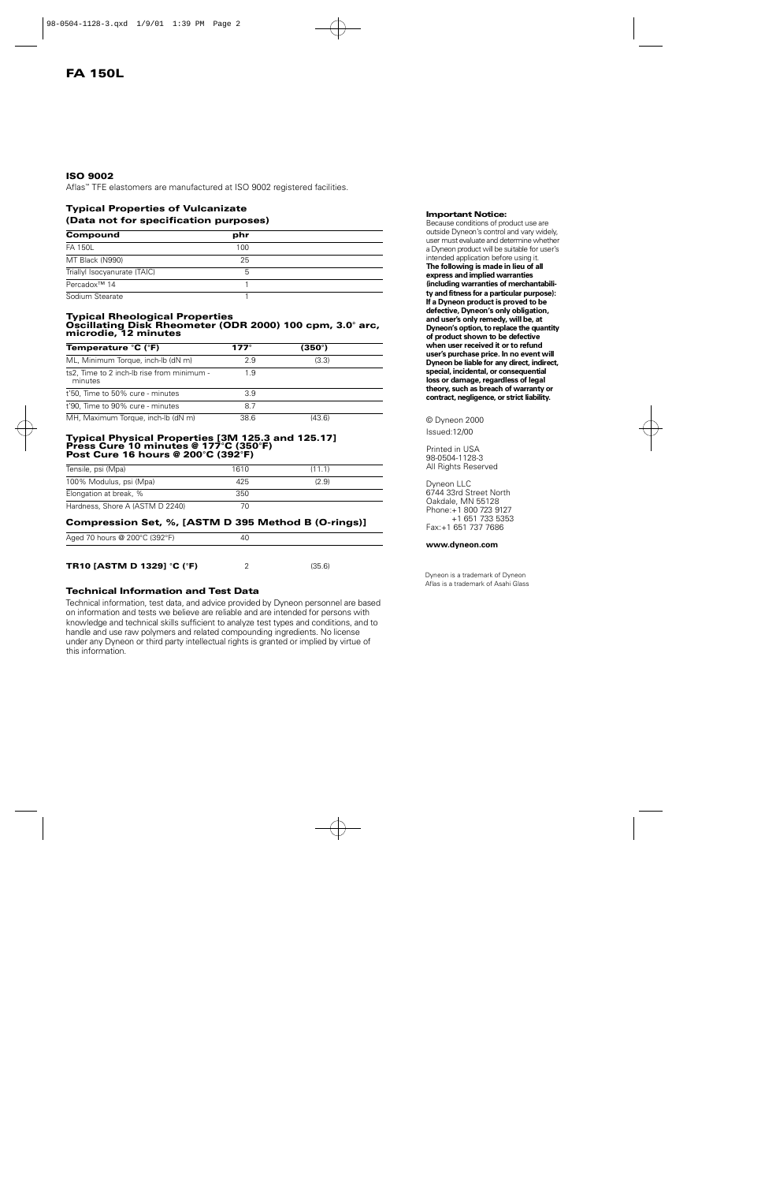# FA 150L

### ISO 9002

Aflas™ TFE elastomers are manufactured at ISO 9002 registered facilities.

### Typical Properties of Vulcanizate (Data not for specification purposes)

| Compound | phr |
|---|---|
| FA 150L | 100 |
| MT Black (N990) | 25 |
| Triallyl Isocyanurate (TAIC) | 5 |
| Percadox™ 14 | 1 |
| Sodium Stearate | 1 |

### Typical Rheological Properties
### Oscillating Disk Rheometer (ODR 2000) 100 cpm, 3.0° arc, microdie, 12 minutes

| Temperature °C (°F) | 177° | (350°) |
|---|---|---|
| ML, Minimum Torque, inch-lb (dN m) | 2.9 | (3.3) |
| ts2, Time to 2 inch-lb rise from minimum - minutes | 1.9 | |
| t'50, Time to 50% cure - minutes | 3.9 | |
| t'90, Time to 90% cure - minutes | 8.7 | |
| MH, Maximum Torque, inch-lb (dN m) | 38.6 | (43.6) |

### Typical Physical Properties [3M 125.3 and 125.17]
### Press Cure 10 minutes @ 177°C (350°F)
### Post Cure 16 hours @ 200°C (392°F)

| | | |
|---|---|---|
| Tensile, psi (Mpa) | 1610 | (11.1) |
| 100% Modulus, psi (Mpa) | 425 | (2.9) |
| Elongation at break, % | 350 | |
| Hardness, Shore A (ASTM D 2240) | 70 | |

### Compression Set, %, [ASTM D 395 Method B (O-rings)]

| | |
|---|---|
| Aged 70 hours @ 200°C (392°F) | 40 |

| | | |
|---|---|---|
| **TR10 [ASTM D 1329] °C (°F)** | 2 | (35.6) |

### Technical Information and Test Data

Technical information, test data, and advice provided by Dyneon personnel are based on information and tests we believe are reliable and are intended for persons with knowledge and technical skills sufficient to analyze test types and conditions, and to handle and use raw polymers and related compounding ingredients. No license under any Dyneon or third party intellectual rights is granted or implied by virtue of this information.

**Important Notice:**
Because conditions of product use are outside Dyneon's control and vary widely, user must evaluate and determine whether a Dyneon product will be suitable for user's intended application before using it.
**The following is made in lieu of all express and implied warranties (including warranties of merchantability and fitness for a particular purpose): If a Dyneon product is proved to be defective, Dyneon's only obligation, and user's only remedy, will be, at Dyneon's option, to replace the quantity of product shown to be defective when user received it or to refund user's purchase price. In no event will Dyneon be liable for any direct, indirect, special, incidental, or consequential loss or damage, regardless of legal theory, such as breach of warranty or contract, negligence, or strict liability.**

© Dyneon 2000
Issued:12/00

Printed in USA
98-0504-1128-3
All Rights Reserved

Dyneon LLC
6744 33rd Street North
Oakdale, MN 55128
Phone:+1 800 723 9127
+1 651 733 5353
Fax:+1 651 737 7686

**www.dyneon.com**

Dyneon is a trademark of Dyneon
Aflas is a trademark of Asahi Glass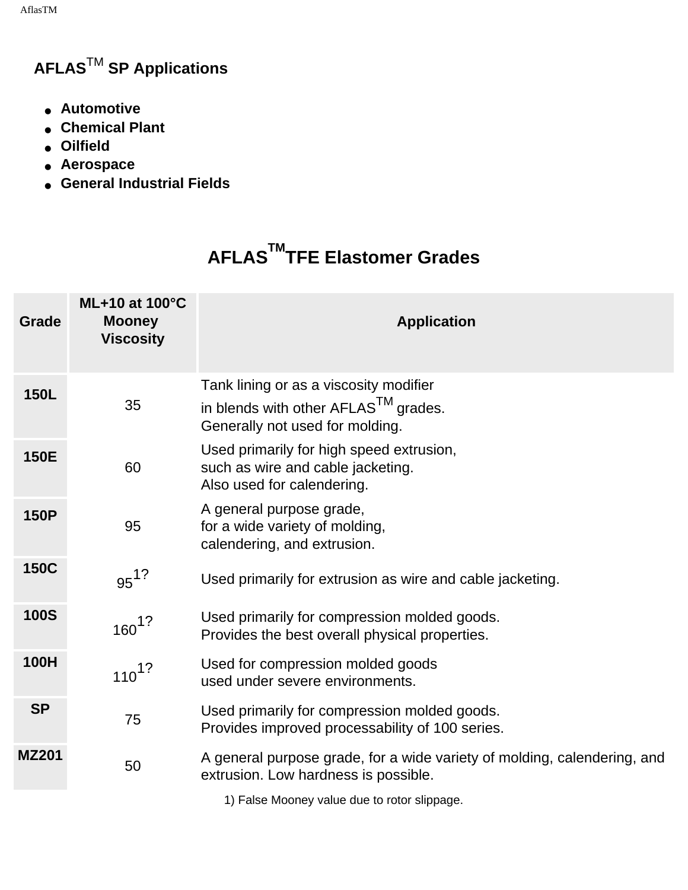## AFLAS™ SP Applications

- **Automotive**
- **Chemical Plant**
- **Oilfield**
- **Aerospace**
- **General Industrial Fields**

## AFLAS™ TFE Elastomer Grades

| Grade | ML+10 at 100°C Mooney Viscosity | Application |
|---|---|---|
| **150L** | 35 | Tank lining or as a viscosity modifier in blends with other AFLAS™ grades. Generally not used for molding. |
| **150E** | 60 | Used primarily for high speed extrusion, such as wire and cable jacketing. Also used for calendering. |
| **150P** | 95 | A general purpose grade, for a wide variety of molding, calendering, and extrusion. |
| **150C** | 95[1]? | Used primarily for extrusion as wire and cable jacketing. |
| **100S** | 160[1]? | Used primarily for compression molded goods. Provides the best overall physical properties. |
| **100H** | 110[1]? | Used for compression molded goods used under severe environments. |
| **SP** | 75 | Used primarily for compression molded goods. Provides improved processability of 100 series. |
| **MZ201** | 50 | A general purpose grade, for a wide variety of molding, calendering, and extrusion. Low hardness is possible. |

1) False Mooney value due to rotor slippage.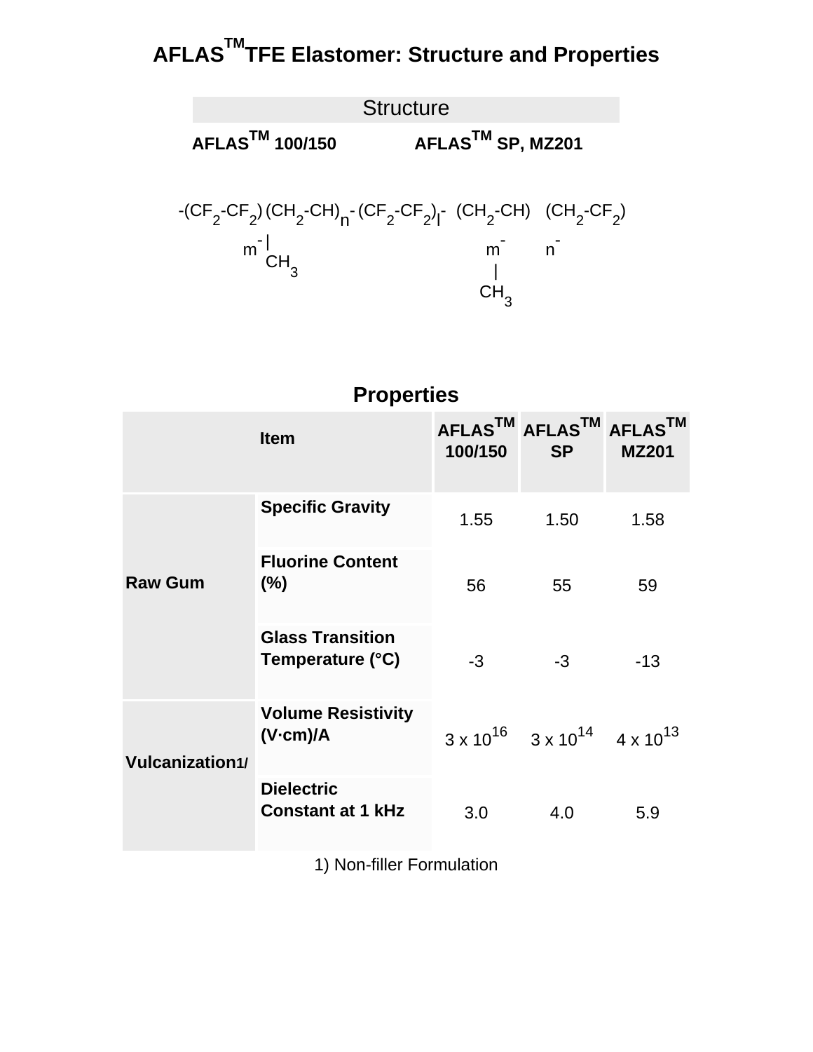# AFLAS™ TFE Elastomer: Structure and Properties

## Structure

**AFLAS™ 100/150** **AFLAS™ SP, MZ201**

$$-(CF_2-CF_2)_m-(CH_2-\underset{\displaystyle CH_3}{\underset{|}{CH}})_n- \qquad (CF_2-CF_2)_l-(CH_2-\underset{\displaystyle CH_3}{\underset{|}{CH}})_m-(CH_2-CF_2)_n-$$

## Properties

| Item | | AFLAS™ 100/150 | AFLAS™ SP | AFLAS™ MZ201 |
|---|---|---|---|---|
| Raw Gum | Specific Gravity | 1.55 | 1.50 | 1.58 |
| | Fluorine Content (%) | 56 | 55 | 59 |
| | Glass Transition Temperature (°C) | -3 | -3 | -13 |
| Vulcanization1/ | Volume Resistivity (V·cm)/A | $3 \times 10^{16}$ | $3 \times 10^{14}$ | $4 \times 10^{13}$ |
| | Dielectric Constant at 1 kHz | 3.0 | 4.0 | 5.9 |

1) Non-filler Formulation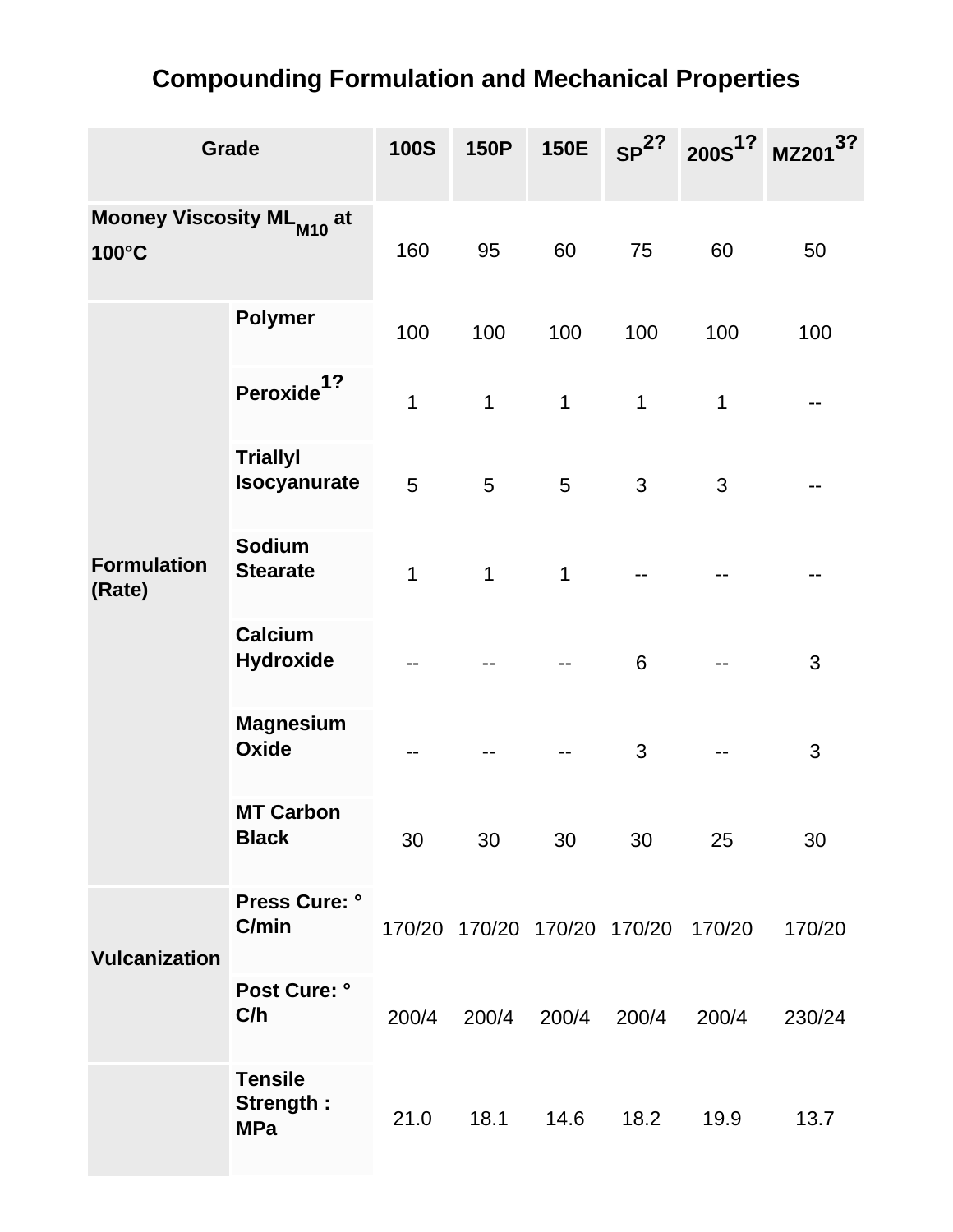# Compounding Formulation and Mechanical Properties

| Grade | | 100S | 150P | 150E | SP[2?] | 200S[1?] | MZ201[3?] |
|---|---|---|---|---|---|---|---|
| Mooney Viscosity $ML_{M10}$ at 100°C | | 160 | 95 | 60 | 75 | 60 | 50 |
| Formulation (Rate) | Polymer | 100 | 100 | 100 | 100 | 100 | 100 |
| | Peroxide[1?] | 1 | 1 | 1 | 1 | 1 | -- |
| | Triallyl Isocyanurate | 5 | 5 | 5 | 3 | 3 | -- |
| | Sodium Stearate | 1 | 1 | 1 | -- | -- | -- |
| | Calcium Hydroxide | -- | -- | -- | 6 | -- | 3 |
| | Magnesium Oxide | -- | -- | -- | 3 | -- | 3 |
| | MT Carbon Black | 30 | 30 | 30 | 30 | 25 | 30 |
| Vulcanization | Press Cure: °C/min | 170/20 | 170/20 | 170/20 | 170/20 | 170/20 | 170/20 |
| | Post Cure: °C/h | 200/4 | 200/4 | 200/4 | 200/4 | 200/4 | 230/24 |
| | Tensile Strength : MPa | 21.0 | 18.1 | 14.6 | 18.2 | 19.9 | 13.7 |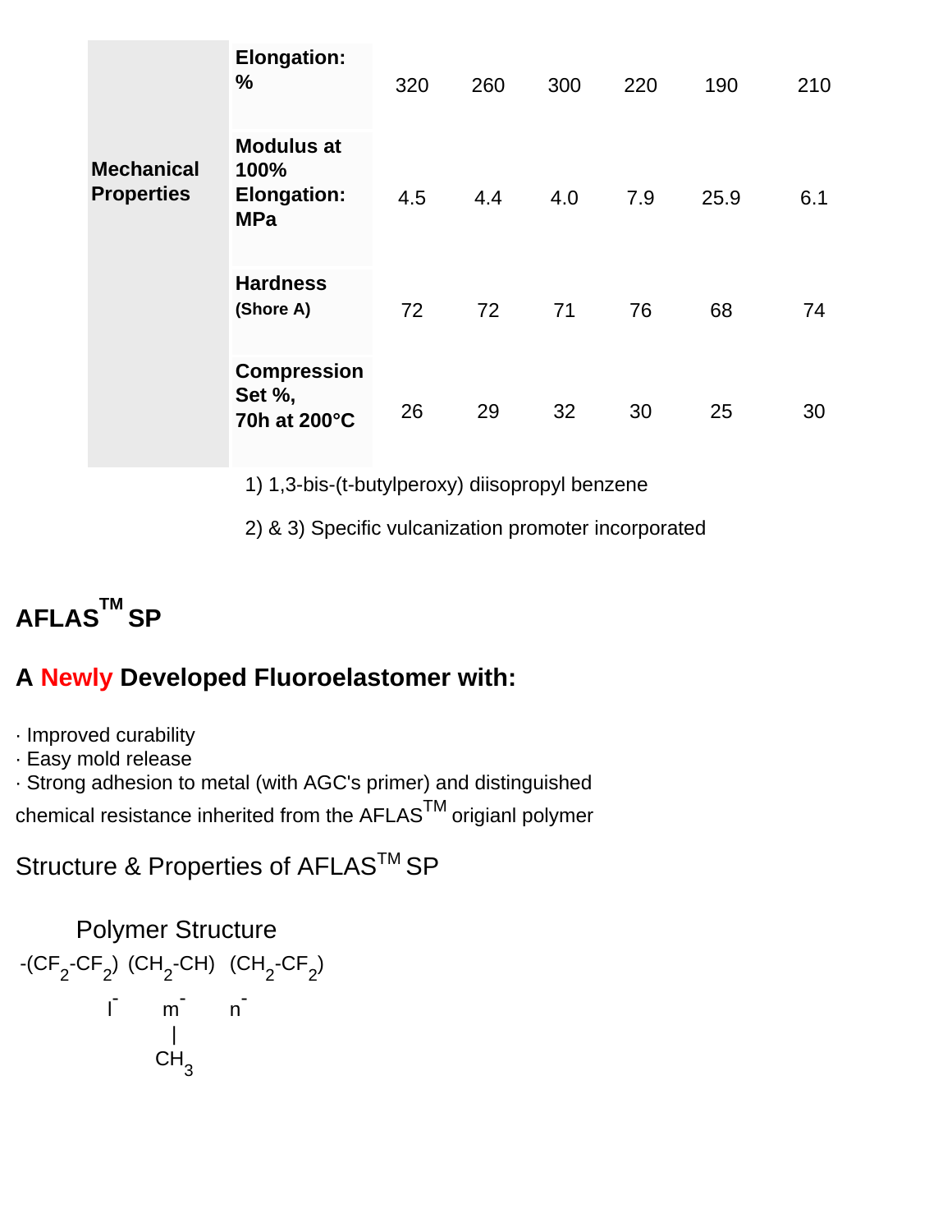| | | | | | | | |
|---|---|---|---|---|---|---|---|
| **Mechanical Properties** | **Elongation: %** | 320 | 260 | 300 | 220 | 190 | 210 |
| | **Modulus at 100% Elongation: MPa** | 4.5 | 4.4 | 4.0 | 7.9 | 25.9 | 6.1 |
| | **Hardness (Shore A)** | 72 | 72 | 71 | 76 | 68 | 74 |
| | **Compression Set %, 70h at 200°C** | 26 | 29 | 32 | 30 | 25 | 30 |

1) 1,3-bis-(t-butylperoxy) diisopropyl benzene

2) & 3) Specific vulcanization promoter incorporated

# AFLAS™ SP

## A Newly Developed Fluoroelastomer with:

· Improved curability
· Easy mold release
· Strong adhesion to metal (with AGC's primer) and distinguished chemical resistance inherited from the AFLAS™ origianl polymer

### Structure & Properties of AFLAS™ SP

Polymer Structure

$$-(CF_2\text{-}CF_2)_l\text{-}(CH_2\text{-}\underset{\displaystyle CH_3}{\underset{|}{CH}})_m\text{-}(CH_2\text{-}CF_2)_n\text{-}$$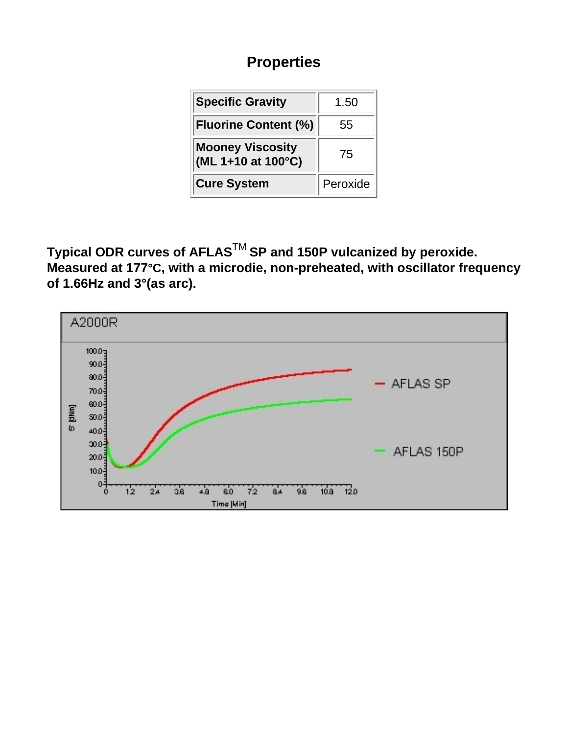## Properties

| Property | Value |
|---|---|
| Specific Gravity | 1.50 |
| Fluorine Content (%) | 55 |
| Mooney Viscosity (ML 1+10 at 100°C) | 75 |
| Cure System | Peroxide |

**Typical ODR curves of AFLAS™ SP and 150P vulcanized by peroxide. Measured at 177°C, with a microdie, non-preheated, with oscillator frequency of 1.66Hz and 3°(as arc).**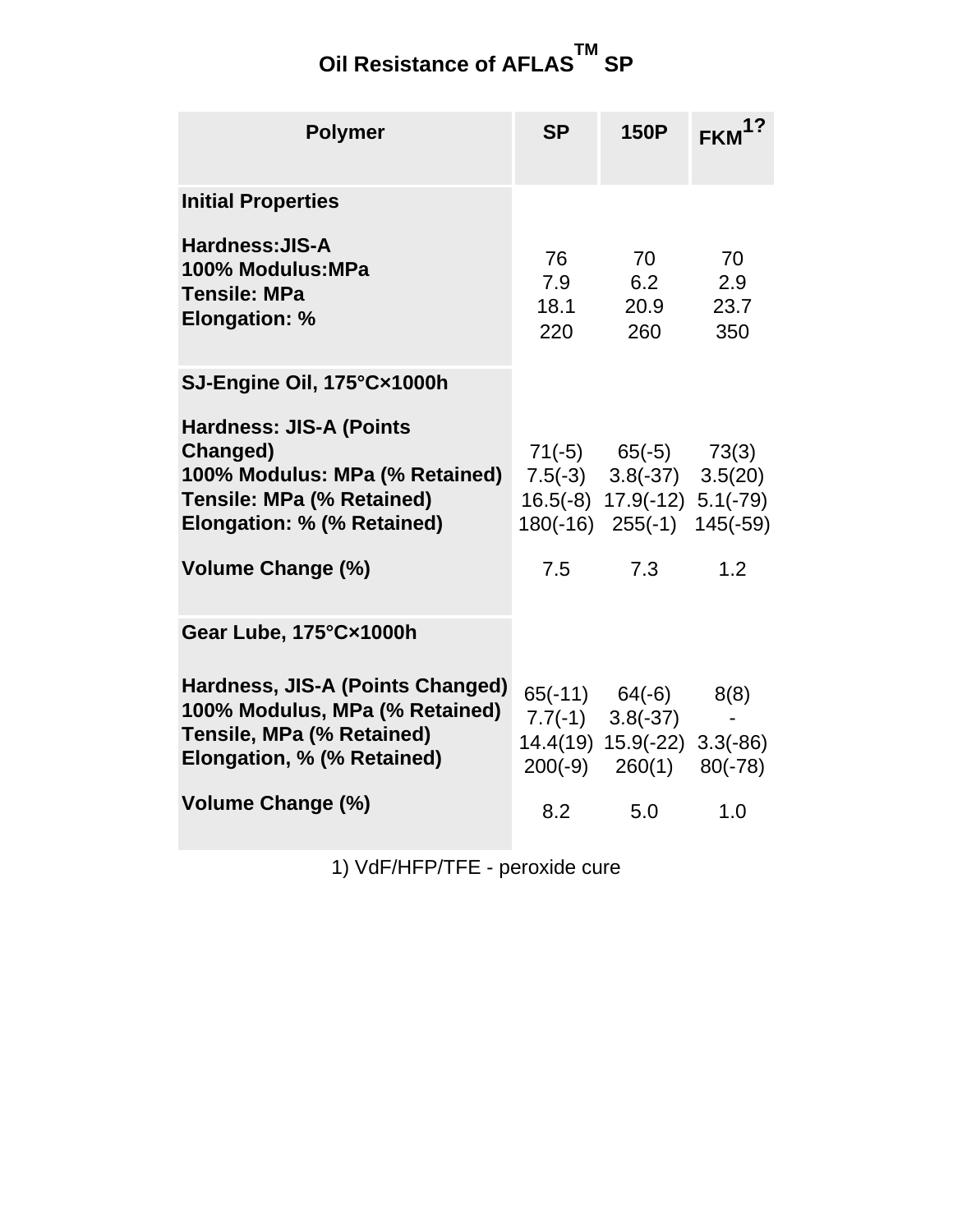# Oil Resistance of AFLAS[TM] SP

| Polymer | SP | 150P | FKM[1?] |
|---|---|---|---|
| **Initial Properties** | | | |
| Hardness:JIS-A | 76 | 70 | 70 |
| 100% Modulus:MPa | 7.9 | 6.2 | 2.9 |
| Tensile: MPa | 18.1 | 20.9 | 23.7 |
| Elongation: % | 220 | 260 | 350 |
| **SJ-Engine Oil, 175°C×1000h** | | | |
| Hardness: JIS-A (Points Changed) | 71(-5) | 65(-5) | 73(3) |
| 100% Modulus: MPa (% Retained) | 7.5(-3) | 3.8(-37) | 3.5(20) |
| Tensile: MPa (% Retained) | 16.5(-8) | 17.9(-12) | 5.1(-79) |
| Elongation: % (% Retained) | 180(-16) | 255(-1) | 145(-59) |
| Volume Change (%) | 7.5 | 7.3 | 1.2 |
| **Gear Lube, 175°C×1000h** | | | |
| Hardness, JIS-A (Points Changed) | 65(-11) | 64(-6) | 8(8) |
| 100% Modulus, MPa (% Retained) | 7.7(-1) | 3.8(-37) | - |
| Tensile, MPa (% Retained) | 14.4(19) | 15.9(-22) | 3.3(-86) |
| Elongation, % (% Retained) | 200(-9) | 260(1) | 80(-78) |
| Volume Change (%) | 8.2 | 5.0 | 1.0 |

1) VdF/HFP/TFE - peroxide cure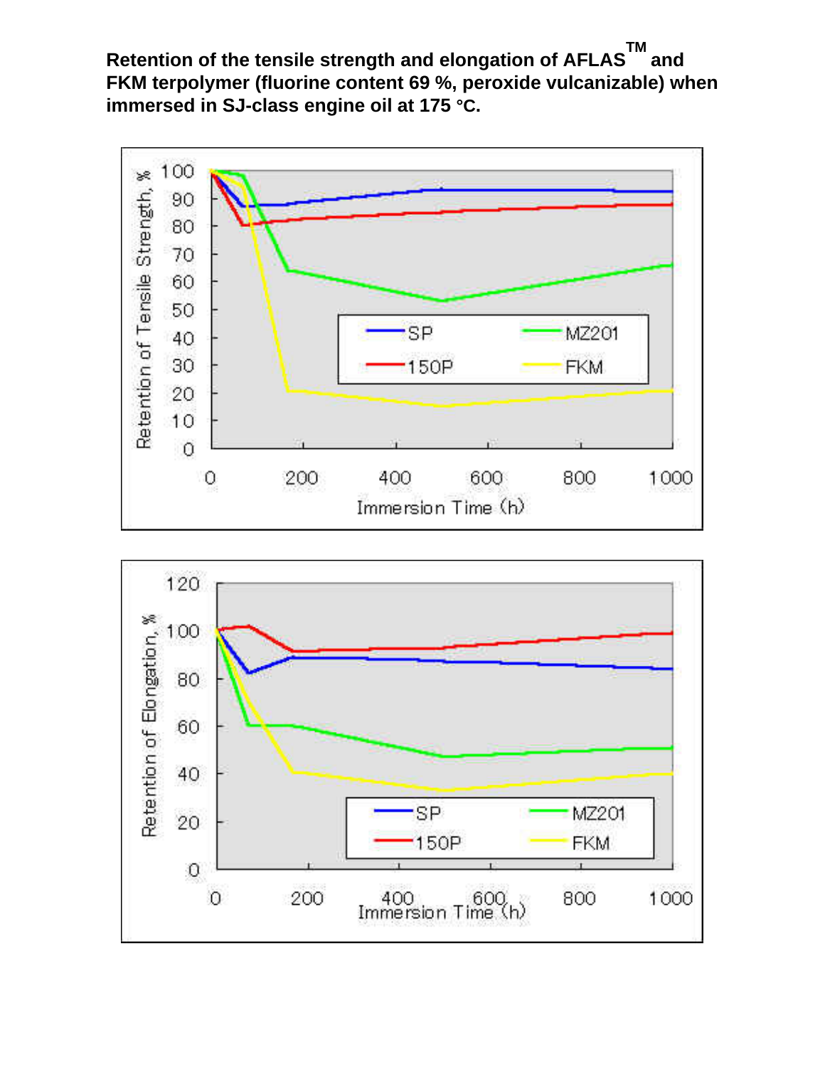**Retention of the tensile strength and elongation of AFLAS™ and FKM terpolymer (fluorine content 69 %, peroxide vulcanizable) when immersed in SJ-class engine oil at 175 °C.**

Retention of Tensile Strength, %

100
90
80
70
60
50
40
30
20
10
0

0 200 400 600 800 1000

Immersion Time (h)

SP
MZ201
150P
FKM

Retention of Elongation, %

120
100
80
60
40
20
0

0 200 400 600 800 1000

Immersion Time (h)

SP
MZ201
150P
FKM